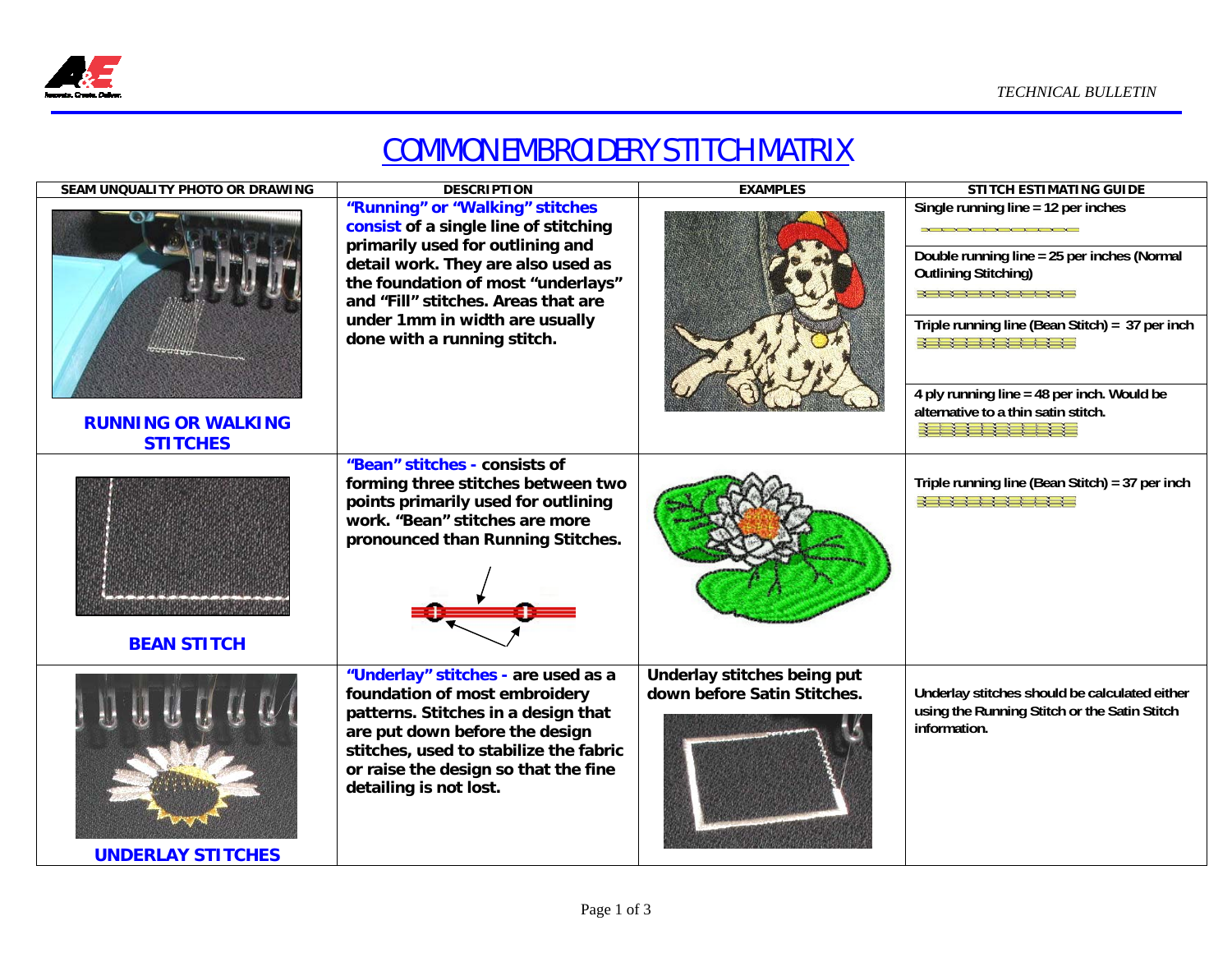# COMMON EMBROIDERY STITCH MATRIX

| SEAM UNQUALITY PHOTO OR DRAWING | DESCRIPTION | EXAMPLES | STITCH ESTIMATING GUIDE |
|---|---|---|---|
| **RUNNING OR WALKING STITCHES** | **"Running" or "Walking" stitches consist of a single line of stitching primarily used for outlining and detail work. They are also used as the foundation of most "underlays" and "Fill" stitches. Areas that are under 1mm in width are usually done with a running stitch.** | | Single running line = 12 per inches<br><br>Double running line = 25 per inches (Normal Outlining Stitching)<br><br>Triple running line (Bean Stitch) = 37 per inch<br><br>4 ply running line = 48 per inch. Would be alternative to a thin satin stitch. |
| **BEAN STITCH** | **"Bean" stitches - consists of forming three stitches between two points primarily used for outlining work. "Bean" stitches are more pronounced than Running Stitches.** | | Triple running line (Bean Stitch) = 37 per inch |
| **UNDERLAY STITCHES** | **"Underlay" stitches - are used as a foundation of most embroidery patterns. Stitches in a design that are put down before the design stitches, used to stabilize the fabric or raise the design so that the fine detailing is not lost.** | **Underlay stitches being put down before Satin Stitches.** | Underlay stitches should be calculated either using the Running Stitch or the Satin Stitch information. |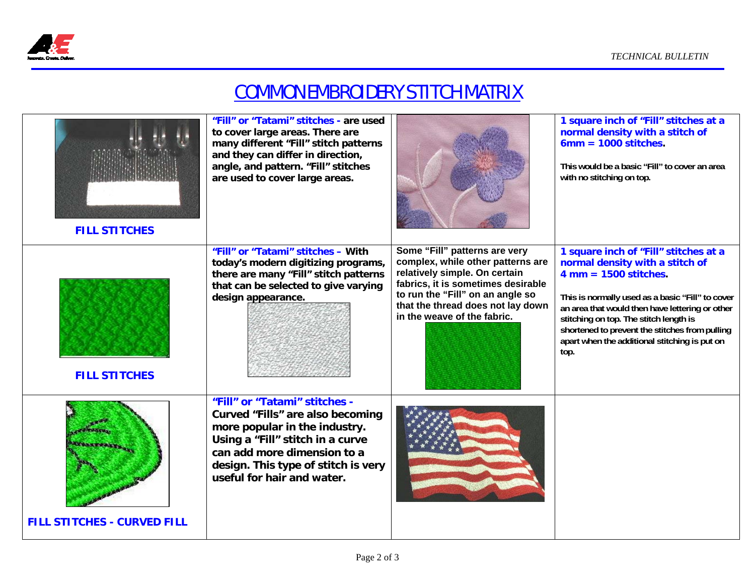# COMMON EMBROIDERY STITCH MATRIX

| | | | |
|---|---|---|---|
| **FILL STITCHES** | **"Fill" or "Tatami" stitches - are used to cover large areas. There are many different "Fill" stitch patterns and they can differ in direction, angle, and pattern. "Fill" stitches are used to cover large areas.** | | **1 square inch of "Fill" stitches at a normal density with a stitch of 6mm = 1000 stitches.** This would be a basic "Fill" to cover an area with no stitching on top. |
| **FILL STITCHES** | **"Fill" or "Tatami" stitches – With today's modern digitizing programs, there are many "Fill" stitch patterns that can be selected to give varying design appearance.** | **Some "Fill" patterns are very complex, while other patterns are relatively simple. On certain fabrics, it is sometimes desirable to run the "Fill" on an angle so that the thread does not lay down in the weave of the fabric.** | **1 square inch of "Fill" stitches at a normal density with a stitch of 4 mm = 1500 stitches.** This is normally used as a basic "Fill" to cover an area that would then have lettering or other stitching on top. The stitch length is shortened to prevent the stitches from pulling apart when the additional stitching is put on top. |
| **FILL STITCHES - CURVED FILL** | **"Fill" or "Tatami" stitches - Curved "Fills" are also becoming more popular in the industry. Using a "Fill" stitch in a curve can add more dimension to a design. This type of stitch is very useful for hair and water.** | | |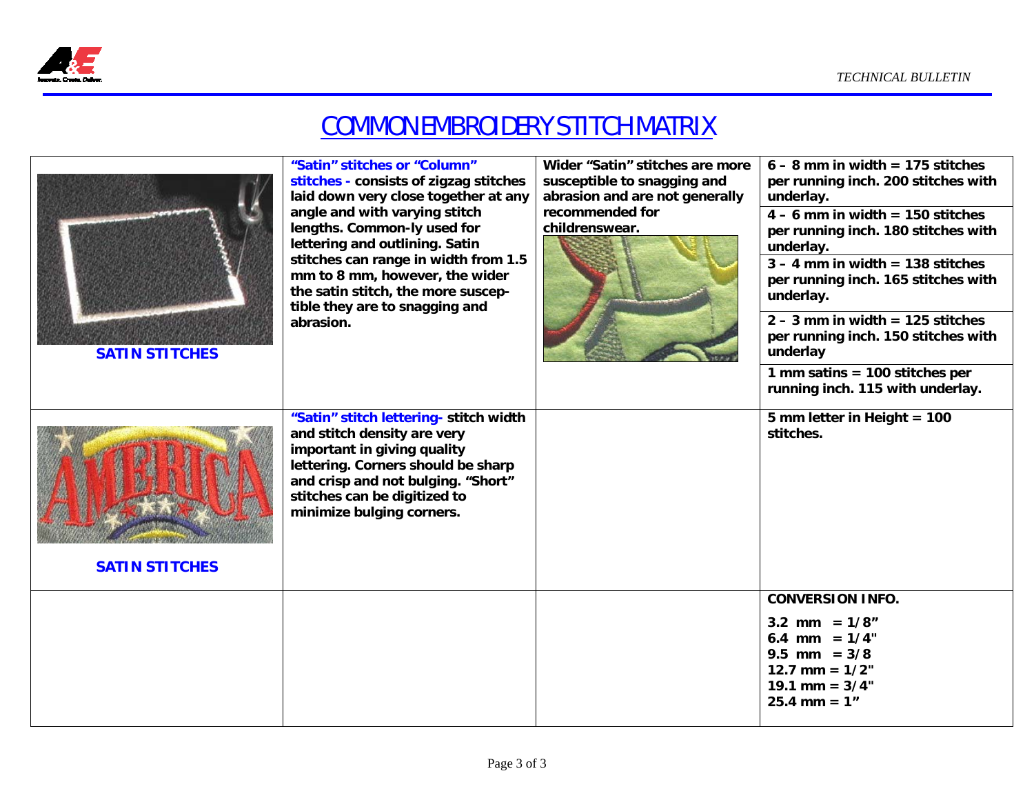# COMMON EMBROIDERY STITCH MATRIX

| | | | |
|---|---|---|---|
| **SATIN STITCHES** | **"Satin" stitches or "Column" stitches - consists of zigzag stitches laid down very close together at any angle and with varying stitch lengths. Common-ly used for lettering and outlining. Satin stitches can range in width from 1.5 mm to 8 mm, however, the wider the satin stitch, the more suscep-tible they are to snagging and abrasion.** | **Wider "Satin" stitches are more susceptible to snagging and abrasion and are not generally recommended for childrenswear.** | **6 – 8 mm in width = 175 stitches per running inch. 200 stitches with underlay.**<br>**4 – 6 mm in width = 150 stitches per running inch. 180 stitches with underlay.**<br>**3 – 4 mm in width = 138 stitches per running inch. 165 stitches with underlay.**<br>**2 – 3 mm in width = 125 stitches per running inch. 150 stitches with underlay**<br>**1 mm satins = 100 stitches per running inch. 115 with underlay.** |
| **SATIN STITCHES** | **"Satin" stitch lettering- stitch width and stitch density are very important in giving quality lettering. Corners should be sharp and crisp and not bulging. "Short" stitches can be digitized to minimize bulging corners.** | | **5 mm letter in Height = 100 stitches.** |
| | | | **CONVERSION INFO.**<br>**3.2 mm = 1/8"**<br>**6.4 mm = 1/4"**<br>**9.5 mm = 3/8**<br>**12.7 mm = 1/2"**<br>**19.1 mm = 3/4"**<br>**25.4 mm = 1"** |